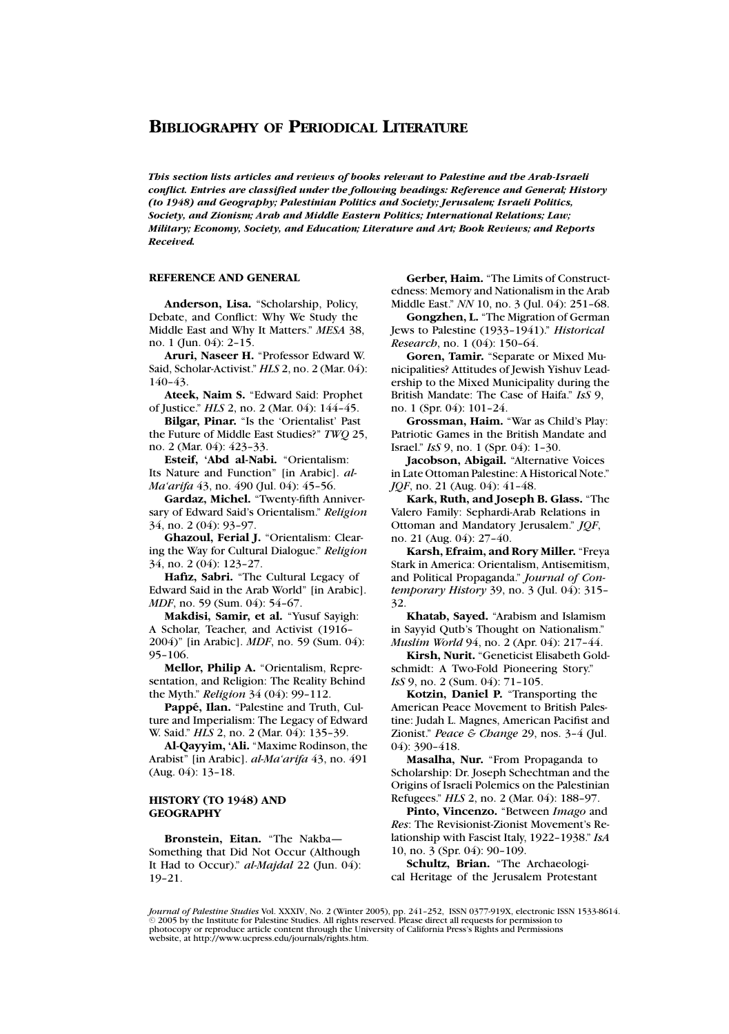# Bibliography of Periodical Literature

***This section lists articles and reviews of books relevant to Palestine and the Arab-Israeli conflict. Entries are classified under the following headings: Reference and General; History (to 1948) and Geography; Palestinian Politics and Society; Jerusalem; Israeli Politics, Society, and Zionism; Arab and Middle Eastern Politics; International Relations; Law; Military; Economy, Society, and Education; Literature and Art; Book Reviews; and Reports Received.***

## REFERENCE AND GENERAL

**Anderson, Lisa.** "Scholarship, Policy, Debate, and Conflict: Why We Study the Middle East and Why It Matters." *MESA* 38, no. 1 (Jun. 04): 2–15.

**Aruri, Naseer H.** "Professor Edward W. Said, Scholar-Activist." *HLS* 2, no. 2 (Mar. 04): 140–43.

**Ateek, Naim S.** "Edward Said: Prophet of Justice." *HLS* 2, no. 2 (Mar. 04): 144–45.

**Bilgar, Pinar.** "Is the 'Orientalist' Past the Future of Middle East Studies?" *TWQ* 25, no. 2 (Mar. 04): 423–33.

**Esteif, 'Abd al-Nabi.** "Orientalism: Its Nature and Function" [in Arabic]. *al-Ma'arifa* 43, no. 490 (Jul. 04): 45–56.

**Gardaz, Michel.** "Twenty-fifth Anniversary of Edward Said's Orientalism." *Religion* 34, no. 2 (04): 93–97.

**Ghazoul, Ferial J.** "Orientalism: Clearing the Way for Cultural Dialogue." *Religion* 34, no. 2 (04): 123–27.

**Hafiz, Sabri.** "The Cultural Legacy of Edward Said in the Arab World" [in Arabic]. *MDF*, no. 59 (Sum. 04): 54–67.

**Makdisi, Samir, et al.** "Yusuf Sayigh: A Scholar, Teacher, and Activist (1916–2004)" [in Arabic]. *MDF*, no. 59 (Sum. 04): 95–106.

**Mellor, Philip A.** "Orientalism, Representation, and Religion: The Reality Behind the Myth." *Religion* 34 (04): 99–112.

**Pappé, Ilan.** "Palestine and Truth, Culture and Imperialism: The Legacy of Edward W. Said." *HLS* 2, no. 2 (Mar. 04): 135–39.

**Al-Qayyim, 'Ali.** "Maxime Rodinson, the Arabist" [in Arabic]. *al-Ma'arifa* 43, no. 491 (Aug. 04): 13–18.

## HISTORY (TO 1948) AND GEOGRAPHY

**Bronstein, Eitan.** "The Nakba—Something that Did Not Occur (Although It Had to Occur)." *al-Majdal* 22 (Jun. 04): 19–21.

**Gerber, Haim.** "The Limits of Constructedness: Memory and Nationalism in the Arab Middle East." *NN* 10, no. 3 (Jul. 04): 251–68.

**Gongzhen, L.** "The Migration of German Jews to Palestine (1933–1941)." *Historical Research*, no. 1 (04): 150–64.

**Goren, Tamir.** "Separate or Mixed Municipalities? Attitudes of Jewish Yishuv Leadership to the Mixed Municipality during the British Mandate: The Case of Haifa." *IsS* 9, no. 1 (Spr. 04): 101–24.

**Grossman, Haim.** "War as Child's Play: Patriotic Games in the British Mandate and Israel." *IsS* 9, no. 1 (Spr. 04): 1–30.

**Jacobson, Abigail.** "Alternative Voices in Late Ottoman Palestine: A Historical Note." *JQF*, no. 21 (Aug. 04): 41–48.

**Kark, Ruth, and Joseph B. Glass.** "The Valero Family: Sephardi-Arab Relations in Ottoman and Mandatory Jerusalem." *JQF*, no. 21 (Aug. 04): 27–40.

**Karsh, Efraim, and Rory Miller.** "Freya Stark in America: Orientalism, Antisemitism, and Political Propaganda." *Journal of Contemporary History* 39, no. 3 (Jul. 04): 315–32.

**Khatab, Sayed.** "Arabism and Islamism in Sayyid Qutb's Thought on Nationalism." *Muslim World* 94, no. 2 (Apr. 04): 217–44.

**Kirsh, Nurit.** "Geneticist Elisabeth Goldschmidt: A Two-Fold Pioneering Story." *IsS* 9, no. 2 (Sum. 04): 71–105.

**Kotzin, Daniel P.** "Transporting the American Peace Movement to British Palestine: Judah L. Magnes, American Pacifist and Zionist." *Peace & Change* 29, nos. 3–4 (Jul. 04): 390–418.

**Masalha, Nur.** "From Propaganda to Scholarship: Dr. Joseph Schechtman and the Origins of Israeli Polemics on the Palestinian Refugees." *HLS* 2, no. 2 (Mar. 04): 188–97.

**Pinto, Vincenzo.** "Between *Imago* and *Res*: The Revisionist-Zionist Movement's Relationship with Fascist Italy, 1922–1938." *IsA* 10, no. 3 (Spr. 04): 90–109.

**Schultz, Brian.** "The Archaeological Heritage of the Jerusalem Protestant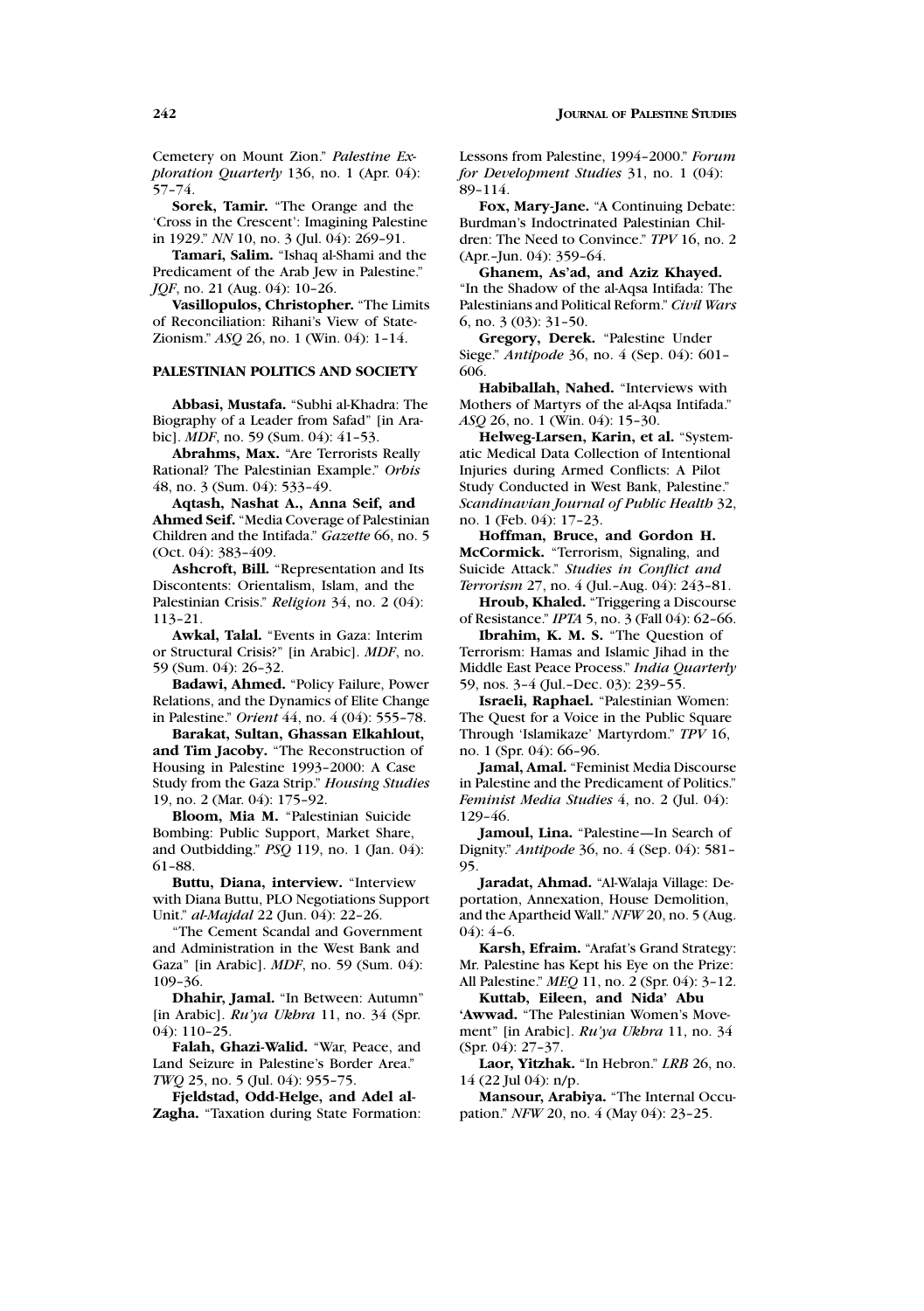Cemetery on Mount Zion." *Palestine Exploration Quarterly* 136, no. 1 (Apr. 04): 57–74.

**Sorek, Tamir.** "The Orange and the 'Cross in the Crescent': Imagining Palestine in 1929." *NN* 10, no. 3 (Jul. 04): 269–91.

**Tamari, Salim.** "Ishaq al-Shami and the Predicament of the Arab Jew in Palestine." *JQF*, no. 21 (Aug. 04): 10–26.

**Vasillopulos, Christopher.** "The Limits of Reconciliation: Rihani's View of State-Zionism." *ASQ* 26, no. 1 (Win. 04): 1–14.

## PALESTINIAN POLITICS AND SOCIETY

**Abbasi, Mustafa.** "Subhi al-Khadra: The Biography of a Leader from Safad" [in Arabic]. *MDF*, no. 59 (Sum. 04): 41–53.

**Abrahms, Max.** "Are Terrorists Really Rational? The Palestinian Example." *Orbis* 48, no. 3 (Sum. 04): 533–49.

**Aqtash, Nashat A., Anna Seif, and Ahmed Seif.** "Media Coverage of Palestinian Children and the Intifada." *Gazette* 66, no. 5 (Oct. 04): 383–409.

**Ashcroft, Bill.** "Representation and Its Discontents: Orientalism, Islam, and the Palestinian Crisis." *Religion* 34, no. 2 (04): 113–21.

**Awkal, Talal.** "Events in Gaza: Interim or Structural Crisis?" [in Arabic]. *MDF*, no. 59 (Sum. 04): 26–32.

**Badawi, Ahmed.** "Policy Failure, Power Relations, and the Dynamics of Elite Change in Palestine." *Orient* 44, no. 4 (04): 555–78.

**Barakat, Sultan, Ghassan Elkahlout, and Tim Jacoby.** "The Reconstruction of Housing in Palestine 1993–2000: A Case Study from the Gaza Strip." *Housing Studies* 19, no. 2 (Mar. 04): 175–92.

**Bloom, Mia M.** "Palestinian Suicide Bombing: Public Support, Market Share, and Outbidding." *PSQ* 119, no. 1 (Jan. 04): 61–88.

**Buttu, Diana, interview.** "Interview with Diana Buttu, PLO Negotiations Support Unit." *al-Majdal* 22 (Jun. 04): 22–26.

"The Cement Scandal and Government and Administration in the West Bank and Gaza" [in Arabic]. *MDF*, no. 59 (Sum. 04): 109–36.

**Dhahir, Jamal.** "In Between: Autumn" [in Arabic]. *Ru'ya Ukhra* 11, no. 34 (Spr. 04): 110–25.

**Falah, Ghazi-Walid.** "War, Peace, and Land Seizure in Palestine's Border Area." *TWQ* 25, no. 5 (Jul. 04): 955–75.

**Fjeldstad, Odd-Helge, and Adel al-Zagha.** "Taxation during State Formation: Lessons from Palestine, 1994–2000." *Forum for Development Studies* 31, no. 1 (04): 89–114.

**Fox, Mary-Jane.** "A Continuing Debate: Burdman's Indoctrinated Palestinian Children: The Need to Convince." *TPV* 16, no. 2 (Apr.–Jun. 04): 359–64.

**Ghanem, As'ad, and Aziz Khayed.** "In the Shadow of the al-Aqsa Intifada: The Palestinians and Political Reform." *Civil Wars* 6, no. 3 (03): 31–50.

**Gregory, Derek.** "Palestine Under Siege." *Antipode* 36, no. 4 (Sep. 04): 601–606.

**Habiballah, Nahed.** "Interviews with Mothers of Martyrs of the al-Aqsa Intifada." *ASQ* 26, no. 1 (Win. 04): 15–30.

**Helweg-Larsen, Karin, et al.** "Systematic Medical Data Collection of Intentional Injuries during Armed Conflicts: A Pilot Study Conducted in West Bank, Palestine." *Scandinavian Journal of Public Health* 32, no. 1 (Feb. 04): 17–23.

**Hoffman, Bruce, and Gordon H. McCormick.** "Terrorism, Signaling, and Suicide Attack." *Studies in Conflict and Terrorism* 27, no. 4 (Jul.–Aug. 04): 243–81.

**Hroub, Khaled.** "Triggering a Discourse of Resistance." *IPTA* 5, no. 3 (Fall 04): 62–66.

**Ibrahim, K. M. S.** "The Question of Terrorism: Hamas and Islamic Jihad in the Middle East Peace Process." *India Quarterly* 59, nos. 3–4 (Jul.–Dec. 03): 239–55.

**Israeli, Raphael.** "Palestinian Women: The Quest for a Voice in the Public Square Through 'Islamikaze' Martyrdom." *TPV* 16, no. 1 (Spr. 04): 66–96.

**Jamal, Amal.** "Feminist Media Discourse in Palestine and the Predicament of Politics." *Feminist Media Studies* 4, no. 2 (Jul. 04): 129–46.

**Jamoul, Lina.** "Palestine—In Search of Dignity." *Antipode* 36, no. 4 (Sep. 04): 581–95.

**Jaradat, Ahmad.** "Al-Walaja Village: Deportation, Annexation, House Demolition, and the Apartheid Wall." *NFW* 20, no. 5 (Aug. 04): 4–6.

**Karsh, Efraim.** "Arafat's Grand Strategy: Mr. Palestine has Kept his Eye on the Prize: All Palestine." *MEQ* 11, no. 2 (Spr. 04): 3–12.

**Kuttab, Eileen, and Nida' Abu 'Awwad.** "The Palestinian Women's Movement" [in Arabic]. *Ru'ya Ukhra* 11, no. 34 (Spr. 04): 27–37.

**Laor, Yitzhak.** "In Hebron." *LRB* 26, no. 14 (22 Jul 04): n/p.

**Mansour, Arabiya.** "The Internal Occupation." *NFW* 20, no. 4 (May 04): 23–25.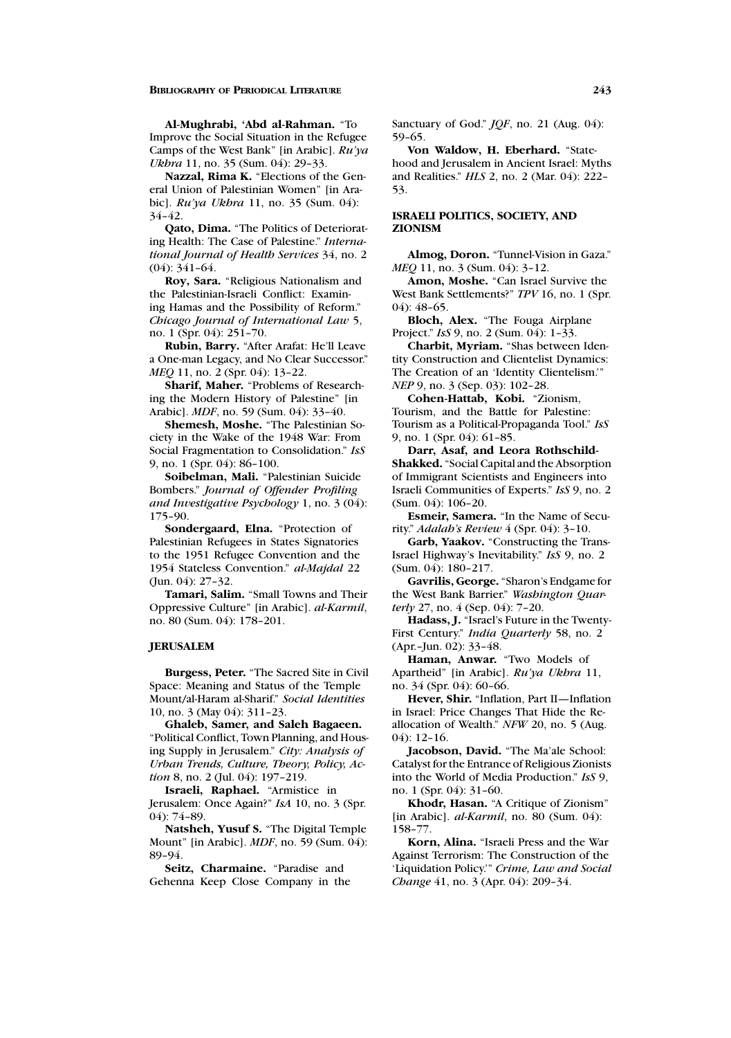**Al-Mughrabi, ʻAbd al-Rahman.** "To Improve the Social Situation in the Refugee Camps of the West Bank" [in Arabic]. *Ru'ya Ukhra* 11, no. 35 (Sum. 04): 29–33.

**Nazzal, Rima K.** "Elections of the General Union of Palestinian Women" [in Arabic]. *Ru'ya Ukhra* 11, no. 35 (Sum. 04): 34–42.

**Qato, Dima.** "The Politics of Deteriorating Health: The Case of Palestine." *International Journal of Health Services* 34, no. 2 (04): 341–64.

**Roy, Sara.** "Religious Nationalism and the Palestinian-Israeli Conflict: Examining Hamas and the Possibility of Reform." *Chicago Journal of International Law* 5, no. 1 (Spr. 04): 251–70.

**Rubin, Barry.** "After Arafat: He'll Leave a One-man Legacy, and No Clear Successor." *MEQ* 11, no. 2 (Spr. 04): 13–22.

**Sharif, Maher.** "Problems of Researching the Modern History of Palestine" [in Arabic]. *MDF*, no. 59 (Sum. 04): 33–40.

**Shemesh, Moshe.** "The Palestinian Society in the Wake of the 1948 War: From Social Fragmentation to Consolidation." *IsS* 9, no. 1 (Spr. 04): 86–100.

**Soibelman, Mali.** "Palestinian Suicide Bombers." *Journal of Offender Profiling and Investigative Psychology* 1, no. 3 (04): 175–90.

**Sondergaard, Elna.** "Protection of Palestinian Refugees in States Signatories to the 1951 Refugee Convention and the 1954 Stateless Convention." *al-Majdal* 22 (Jun. 04): 27–32.

**Tamari, Salim.** "Small Towns and Their Oppressive Culture" [in Arabic]. *al-Karmil*, no. 80 (Sum. 04): 178–201.

## JERUSALEM

**Burgess, Peter.** "The Sacred Site in Civil Space: Meaning and Status of the Temple Mount/al-Haram al-Sharif." *Social Identities* 10, no. 3 (May 04): 311–23.

**Ghaleb, Samer, and Saleh Bagaeen.** "Political Conflict, Town Planning, and Housing Supply in Jerusalem." *City: Analysis of Urban Trends, Culture, Theory, Policy, Action* 8, no. 2 (Jul. 04): 197–219.

**Israeli, Raphael.** "Armistice in Jerusalem: Once Again?" *IsA* 10, no. 3 (Spr. 04): 74–89.

**Natsheh, Yusuf S.** "The Digital Temple Mount" [in Arabic]. *MDF*, no. 59 (Sum. 04): 89–94.

**Seitz, Charmaine.** "Paradise and Gehenna Keep Close Company in the Sanctuary of God." *JQF*, no. 21 (Aug. 04): 59–65.

**Von Waldow, H. Eberhard.** "Statehood and Jerusalem in Ancient Israel: Myths and Realities." *HLS* 2, no. 2 (Mar. 04): 222–53.

## ISRAELI POLITICS, SOCIETY, AND ZIONISM

**Almog, Doron.** "Tunnel-Vision in Gaza." *MEQ* 11, no. 3 (Sum. 04): 3–12.

**Amon, Moshe.** "Can Israel Survive the West Bank Settlements?" *TPV* 16, no. 1 (Spr. 04): 48–65.

**Bloch, Alex.** "The Fouga Airplane Project." *IsS* 9, no. 2 (Sum. 04): 1–33.

**Charbit, Myriam.** "Shas between Identity Construction and Clientelist Dynamics: The Creation of an 'Identity Clientelism.'" *NEP* 9, no. 3 (Sep. 03): 102–28.

**Cohen-Hattab, Kobi.** "Zionism, Tourism, and the Battle for Palestine: Tourism as a Political-Propaganda Tool." *IsS* 9, no. 1 (Spr. 04): 61–85.

**Darr, Asaf, and Leora Rothschild-Shakked.** "Social Capital and the Absorption of Immigrant Scientists and Engineers into Israeli Communities of Experts." *IsS* 9, no. 2 (Sum. 04): 106–20.

**Esmeir, Samera.** "In the Name of Security." *Adalah's Review* 4 (Spr. 04): 3–10.

**Garb, Yaakov.** "Constructing the Trans-Israel Highway's Inevitability." *IsS* 9, no. 2 (Sum. 04): 180–217.

**Gavrilis, George.** "Sharon's Endgame for the West Bank Barrier." *Washington Quarterly* 27, no. 4 (Sep. 04): 7–20.

**Hadass, J.** "Israel's Future in the Twenty-First Century." *India Quarterly* 58, no. 2 (Apr.–Jun. 02): 33–48.

**Haman, Anwar.** "Two Models of Apartheid" [in Arabic]. *Ru'ya Ukhra* 11, no. 34 (Spr. 04): 60–66.

**Hever, Shir.** "Inflation, Part II—Inflation in Israel: Price Changes That Hide the Reallocation of Wealth." *NFW* 20, no. 5 (Aug. 04): 12–16.

**Jacobson, David.** "The Ma'ale School: Catalyst for the Entrance of Religious Zionists into the World of Media Production." *IsS* 9, no. 1 (Spr. 04): 31–60.

**Khodr, Hasan.** "A Critique of Zionism" [in Arabic]. *al-Karmil*, no. 80 (Sum. 04): 158–77.

**Korn, Alina.** "Israeli Press and the War Against Terrorism: The Construction of the 'Liquidation Policy.'" *Crime, Law and Social Change* 41, no. 3 (Apr. 04): 209–34.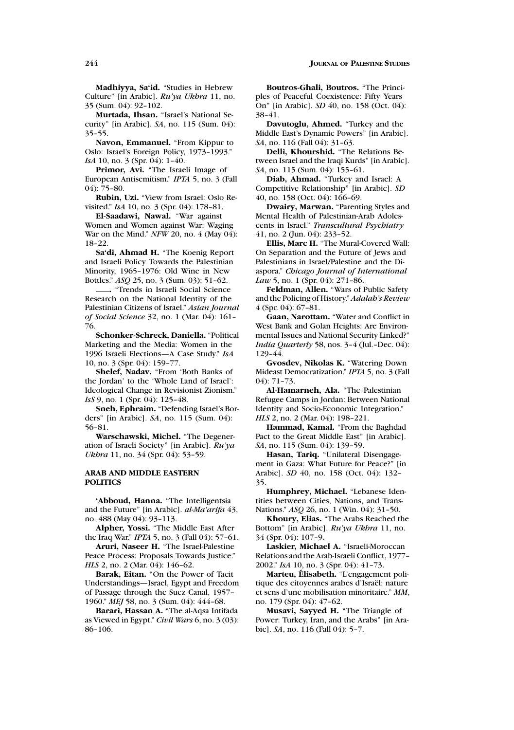**Madhiyya, Sa'id.** "Studies in Hebrew Culture" [in Arabic]. *Ru'ya Ukhra* 11, no. 35 (Sum. 04): 92–102.

**Murtada, Ihsan.** "Israel's National Security" [in Arabic]. *SA*, no. 115 (Sum. 04): 35–55.

**Navon, Emmanuel.** "From Kippur to Oslo: Israel's Foreign Policy, 1973–1993." *IsA* 10, no. 3 (Spr. 04): 1–40.

**Primor, Avi.** "The Israeli Image of European Antisemitism." *IPTA* 5, no. 3 (Fall 04): 75–80.

**Rubin, Uzi.** "View from Israel: Oslo Revisited." *IsA* 10, no. 3 (Spr. 04): 178–81.

**El-Saadawi, Nawal.** "War against Women and Women against War: Waging War on the Mind." *NFW* 20, no. 4 (May 04): 18–22.

**Sa'di, Ahmad H.** "The Koenig Report and Israeli Policy Towards the Palestinian Minority, 1965–1976: Old Wine in New Bottles." *ASQ* 25, no. 3 (Sum. 03): 51–62.

**\_\_\_\_.** "Trends in Israeli Social Science Research on the National Identity of the Palestinian Citizens of Israel." *Asian Journal of Social Science* 32, no. 1 (Mar. 04): 161–76.

**Schonker-Schreck, Daniella.** "Political Marketing and the Media: Women in the 1996 Israeli Elections—A Case Study." *IsA* 10, no. 3 (Spr. 04): 159–77.

**Shelef, Nadav.** "From 'Both Banks of the Jordan' to the 'Whole Land of Israel': Ideological Change in Revisionist Zionism." *IsS* 9, no. 1 (Spr. 04): 125–48.

**Sneh, Ephraim.** "Defending Israel's Borders" [in Arabic]. *SA*, no. 115 (Sum. 04): 56–81.

**Warschawski, Michel.** "The Degeneration of Israeli Society" [in Arabic]. *Ru'ya Ukhra* 11, no. 34 (Spr. 04): 53–59.

### ARAB AND MIDDLE EASTERN POLITICS

**'Abboud, Hanna.** "The Intelligentsia and the Future" [in Arabic]. *al-Ma'arifa* 43, no. 488 (May 04): 93–113.

**Alpher, Yossi.** "The Middle East After the Iraq War." *IPTA* 5, no. 3 (Fall 04): 57–61.

**Aruri, Naseer H.** "The Israel-Palestine Peace Process: Proposals Towards Justice." *HLS* 2, no. 2 (Mar. 04): 146–62.

**Barak, Eitan.** "On the Power of Tacit Understandings—Israel, Egypt and Freedom of Passage through the Suez Canal, 1957–1960." *MEJ* 58, no. 3 (Sum. 04): 444–68.

**Barari, Hassan A.** "The al-Aqsa Intifada as Viewed in Egypt." *Civil Wars* 6, no. 3 (03): 86–106.

**Boutros-Ghali, Boutros.** "The Principles of Peaceful Coexistence: Fifty Years On" [in Arabic]. *SD* 40, no. 158 (Oct. 04): 38–41.

**Davutoglu, Ahmed.** "Turkey and the Middle East's Dynamic Powers" [in Arabic]. *SA*, no. 116 (Fall 04): 31–63.

**Delli, Khourshid.** "The Relations Between Israel and the Iraqi Kurds" [in Arabic]. *SA*, no. 115 (Sum. 04): 155–61.

**Diab, Ahmad.** "Turkey and Israel: A Competitive Relationship" [in Arabic]. *SD* 40, no. 158 (Oct. 04): 166–69.

**Dwairy, Marwan.** "Parenting Styles and Mental Health of Palestinian-Arab Adolescents in Israel." *Transcultural Psychiatry* 41, no. 2 (Jun. 04): 233–52.

**Ellis, Marc H.** "The Mural-Covered Wall: On Separation and the Future of Jews and Palestinians in Israel/Palestine and the Diaspora." *Chicago Journal of International Law* 5, no. 1 (Spr. 04): 271–86.

**Feldman, Allen.** "Wars of Public Safety and the Policing of History." *Adalah's Review* 4 (Spr. 04): 67–81.

**Gaan, Narottam.** "Water and Conflict in West Bank and Golan Heights: Are Environmental Issues and National Security Linked?" *India Quarterly* 58, nos. 3–4 (Jul.–Dec. 04): 129–44.

**Gvosdev, Nikolas K.** "Watering Down Mideast Democratization." *IPTA* 5, no. 3 (Fall 04): 71–73.

**Al-Hamarneh, Ala.** "The Palestinian Refugee Camps in Jordan: Between National Identity and Socio-Economic Integration." *HLS* 2, no. 2 (Mar. 04): 198–221.

**Hammad, Kamal.** "From the Baghdad Pact to the Great Middle East" [in Arabic]. *SA*, no. 115 (Sum. 04): 139–59.

**Hasan, Tariq.** "Unilateral Disengagement in Gaza: What Future for Peace?" [in Arabic]. *SD* 40, no. 158 (Oct. 04): 132–35.

**Humphrey, Michael.** "Lebanese Identities between Cities, Nations, and Trans-Nations." *ASQ* 26, no. 1 (Win. 04): 31–50.

**Khoury, Elias.** "The Arabs Reached the Bottom" [in Arabic]. *Ru'ya Ukhra* 11, no. 34 (Spr. 04): 107–9.

**Laskier, Michael A.** "Israeli-Moroccan Relations and the Arab-Israeli Conflict, 1977–2002." *IsA* 10, no. 3 (Spr. 04): 41–73.

**Marteu, Élisabeth.** "L'engagement politique des citoyennes arabes d'Israël: nature et sens d'une mobilisation minoritaire." *MM*, no. 179 (Spr. 04): 47–62.

**Musavi, Sayyed H.** "The Triangle of Power: Turkey, Iran, and the Arabs" [in Arabic]. *SA*, no. 116 (Fall 04): 5–7.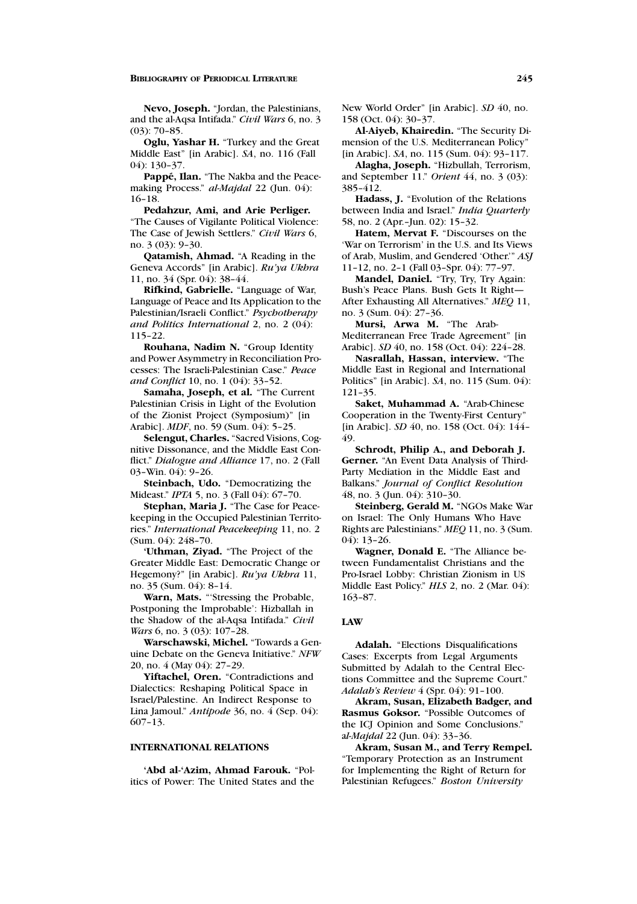**Nevo, Joseph.** "Jordan, the Palestinians, and the al-Aqsa Intifada." *Civil Wars* 6, no. 3 (03): 70–85.

**Oglu, Yashar H.** "Turkey and the Great Middle East" [in Arabic]. *SA*, no. 116 (Fall 04): 130–37.

**Pappé, Ilan.** "The Nakba and the Peacemaking Process." *al-Majdal* 22 (Jun. 04): 16–18.

**Pedahzur, Ami, and Arie Perliger.** "The Causes of Vigilante Political Violence: The Case of Jewish Settlers." *Civil Wars* 6, no. 3 (03): 9–30.

**Qatamish, Ahmad.** "A Reading in the Geneva Accords" [in Arabic]. *Ru'ya Ukhra* 11, no. 34 (Spr. 04): 38–44.

**Rifkind, Gabrielle.** "Language of War, Language of Peace and Its Application to the Palestinian/Israeli Conflict." *Psychotherapy and Politics International* 2, no. 2 (04): 115–22.

**Rouhana, Nadim N.** "Group Identity and Power Asymmetry in Reconciliation Processes: The Israeli-Palestinian Case." *Peace and Conflict* 10, no. 1 (04): 33–52.

**Samaha, Joseph, et al.** "The Current Palestinian Crisis in Light of the Evolution of the Zionist Project (Symposium)" [in Arabic]. *MDF*, no. 59 (Sum. 04): 5–25.

**Selengut, Charles.** "Sacred Visions, Cognitive Dissonance, and the Middle East Conflict." *Dialogue and Alliance* 17, no. 2 (Fall 03–Win. 04): 9–26.

**Steinbach, Udo.** "Democratizing the Mideast." *IPTA* 5, no. 3 (Fall 04): 67–70.

**Stephan, Maria J.** "The Case for Peacekeeping in the Occupied Palestinian Territories." *International Peacekeeping* 11, no. 2 (Sum. 04): 248–70.

**'Uthman, Ziyad.** "The Project of the Greater Middle East: Democratic Change or Hegemony?" [in Arabic]. *Ru'ya Ukhra* 11, no. 35 (Sum. 04): 8–14.

**Warn, Mats.** "'Stressing the Probable, Postponing the Improbable': Hizballah in the Shadow of the al-Aqsa Intifada." *Civil Wars* 6, no. 3 (03): 107–28.

**Warschawski, Michel.** "Towards a Genuine Debate on the Geneva Initiative." *NFW* 20, no. 4 (May 04): 27–29.

**Yiftachel, Oren.** "Contradictions and Dialectics: Reshaping Political Space in Israel/Palestine. An Indirect Response to Lina Jamoul." *Antipode* 36, no. 4 (Sep. 04): 607–13.

## INTERNATIONAL RELATIONS

**'Abd al-'Azim, Ahmad Farouk.** "Politics of Power: The United States and the New World Order" [in Arabic]. *SD* 40, no. 158 (Oct. 04): 30–37.

**Al-Aiyeb, Khairedin.** "The Security Dimension of the U.S. Mediterranean Policy" [in Arabic]. *SA*, no. 115 (Sum. 04): 93–117.

**Alagha, Joseph.** "Hizbullah, Terrorism, and September 11." *Orient* 44, no. 3 (03): 385–412.

**Hadass, J.** "Evolution of the Relations between India and Israel." *India Quarterly* 58, no. 2 (Apr.–Jun. 02): 15–32.

**Hatem, Mervat F.** "Discourses on the 'War on Terrorism' in the U.S. and Its Views of Arab, Muslim, and Gendered 'Other.'" *ASJ* 11–12, no. 2–1 (Fall 03–Spr. 04): 77–97.

**Mandel, Daniel.** "Try, Try, Try Again: Bush's Peace Plans. Bush Gets It Right—After Exhausting All Alternatives." *MEQ* 11, no. 3 (Sum. 04): 27–36.

**Mursi, Arwa M.** "The Arab-Mediterranean Free Trade Agreement" [in Arabic]. *SD* 40, no. 158 (Oct. 04): 224–28.

**Nasrallah, Hassan, interview.** "The Middle East in Regional and International Politics" [in Arabic]. *SA*, no. 115 (Sum. 04): 121–35.

**Saket, Muhammad A.** "Arab-Chinese Cooperation in the Twenty-First Century" [in Arabic]. *SD* 40, no. 158 (Oct. 04): 144–49.

**Schrodt, Philip A., and Deborah J. Gerner.** "An Event Data Analysis of Third-Party Mediation in the Middle East and Balkans." *Journal of Conflict Resolution* 48, no. 3 (Jun. 04): 310–30.

**Steinberg, Gerald M.** "NGOs Make War on Israel: The Only Humans Who Have Rights are Palestinians." *MEQ* 11, no. 3 (Sum. 04): 13–26.

**Wagner, Donald E.** "The Alliance between Fundamentalist Christians and the Pro-Israel Lobby: Christian Zionism in US Middle East Policy." *HLS* 2, no. 2 (Mar. 04): 163–87.

## LAW

**Adalah.** "Elections Disqualifications Cases: Excerpts from Legal Arguments Submitted by Adalah to the Central Elections Committee and the Supreme Court." *Adalah's Review* 4 (Spr. 04): 91–100.

**Akram, Susan, Elizabeth Badger, and Rasmus Goksor.** "Possible Outcomes of the ICJ Opinion and Some Conclusions." *al-Majdal* 22 (Jun. 04): 33–36.

**Akram, Susan M., and Terry Rempel.** "Temporary Protection as an Instrument for Implementing the Right of Return for Palestinian Refugees." *Boston University*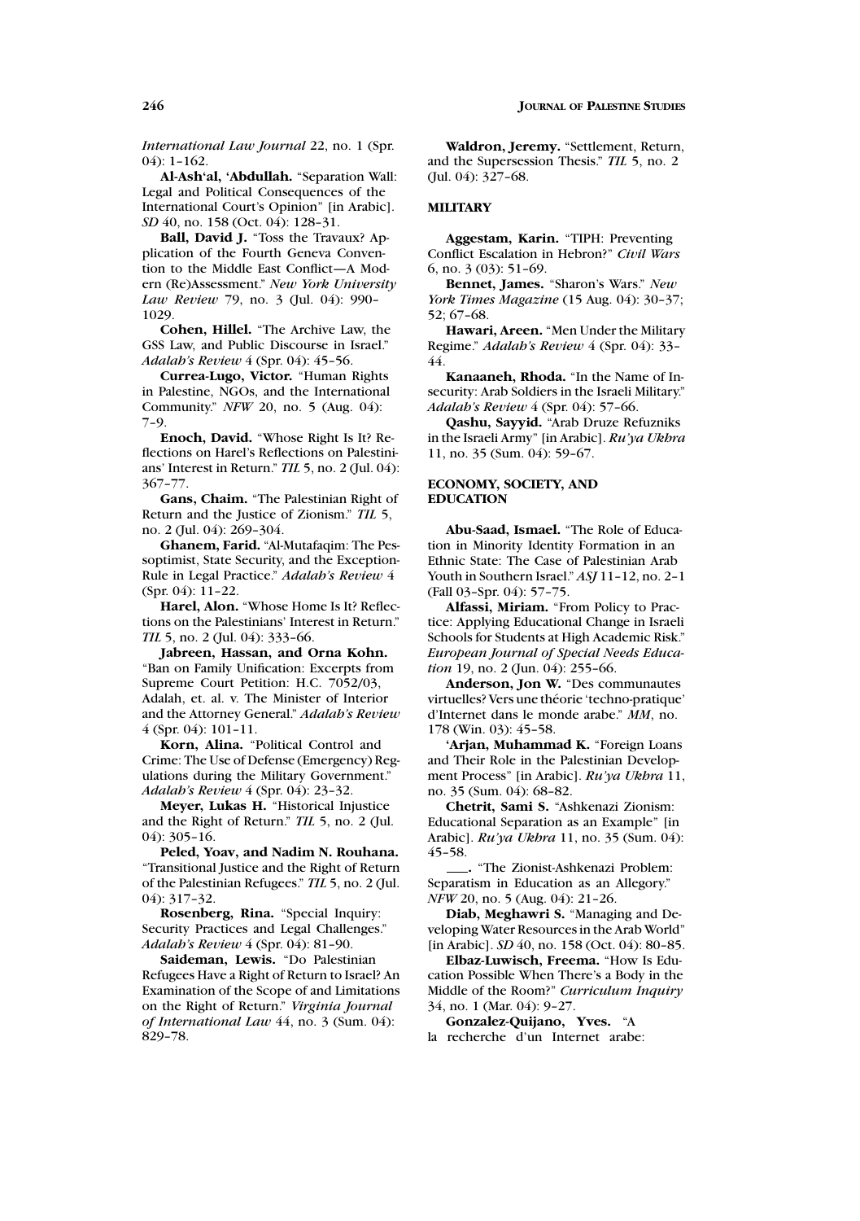*International Law Journal* 22, no. 1 (Spr. 04): 1–162.

**Al-Ash'al, 'Abdullah.** "Separation Wall: Legal and Political Consequences of the International Court's Opinion" [in Arabic]. *SD* 40, no. 158 (Oct. 04): 128–31.

**Ball, David J.** "Toss the Travaux? Application of the Fourth Geneva Convention to the Middle East Conflict—A Modern (Re)Assessment." *New York University Law Review* 79, no. 3 (Jul. 04): 990–1029.

**Cohen, Hillel.** "The Archive Law, the GSS Law, and Public Discourse in Israel." *Adalah's Review* 4 (Spr. 04): 45–56.

**Currea-Lugo, Victor.** "Human Rights in Palestine, NGOs, and the International Community." *NFW* 20, no. 5 (Aug. 04): 7–9.

**Enoch, David.** "Whose Right Is It? Reflections on Harel's Reflections on Palestinians' Interest in Return." *TIL* 5, no. 2 (Jul. 04): 367–77.

**Gans, Chaim.** "The Palestinian Right of Return and the Justice of Zionism." *TIL* 5, no. 2 (Jul. 04): 269–304.

**Ghanem, Farid.** "Al-Mutafaqim: The Pessoptimist, State Security, and the Exception-Rule in Legal Practice." *Adalah's Review* 4 (Spr. 04): 11–22.

**Harel, Alon.** "Whose Home Is It? Reflections on the Palestinians' Interest in Return." *TIL* 5, no. 2 (Jul. 04): 333–66.

**Jabreen, Hassan, and Orna Kohn.** "Ban on Family Unification: Excerpts from Supreme Court Petition: H.C. 7052/03, Adalah, et. al. v. The Minister of Interior and the Attorney General." *Adalah's Review* 4 (Spr. 04): 101–11.

**Korn, Alina.** "Political Control and Crime: The Use of Defense (Emergency) Regulations during the Military Government." *Adalah's Review* 4 (Spr. 04): 23–32.

**Meyer, Lukas H.** "Historical Injustice and the Right of Return." *TIL* 5, no. 2 (Jul. 04): 305–16.

**Peled, Yoav, and Nadim N. Rouhana.** "Transitional Justice and the Right of Return of the Palestinian Refugees." *TIL* 5, no. 2 (Jul. 04): 317–32.

**Rosenberg, Rina.** "Special Inquiry: Security Practices and Legal Challenges." *Adalah's Review* 4 (Spr. 04): 81–90.

**Saideman, Lewis.** "Do Palestinian Refugees Have a Right of Return to Israel? An Examination of the Scope of and Limitations on the Right of Return." *Virginia Journal of International Law* 44, no. 3 (Sum. 04): 829–78.

**Waldron, Jeremy.** "Settlement, Return, and the Supersession Thesis." *TIL* 5, no. 2 (Jul. 04): 327–68.

### MILITARY

**Aggestam, Karin.** "TIPH: Preventing Conflict Escalation in Hebron?" *Civil Wars* 6, no. 3 (03): 51–69.

**Bennet, James.** "Sharon's Wars." *New York Times Magazine* (15 Aug. 04): 30–37; 52; 67–68.

**Hawari, Areen.** "Men Under the Military Regime." *Adalah's Review* 4 (Spr. 04): 33–44.

**Kanaaneh, Rhoda.** "In the Name of Insecurity: Arab Soldiers in the Israeli Military." *Adalah's Review* 4 (Spr. 04): 57–66.

**Qashu, Sayyid.** "Arab Druze Refuzniks in the Israeli Army" [in Arabic]. *Ru'ya Ukhra* 11, no. 35 (Sum. 04): 59–67.

### ECONOMY, SOCIETY, AND EDUCATION

**Abu-Saad, Ismael.** "The Role of Education in Minority Identity Formation in an Ethnic State: The Case of Palestinian Arab Youth in Southern Israel." *ASJ* 11–12, no. 2–1 (Fall 03–Spr. 04): 57–75.

**Alfassi, Miriam.** "From Policy to Practice: Applying Educational Change in Israeli Schools for Students at High Academic Risk." *European Journal of Special Needs Education* 19, no. 2 (Jun. 04): 255–66.

**Anderson, Jon W.** "Des communautes virtuelles? Vers une théorie 'techno-pratique' d'Internet dans le monde arabe." *MM*, no. 178 (Win. 03): 45–58.

**'Arjan, Muhammad K.** "Foreign Loans and Their Role in the Palestinian Development Process" [in Arabic]. *Ru'ya Ukhra* 11, no. 35 (Sum. 04): 68–82.

**Chetrit, Sami S.** "Ashkenazi Zionism: Educational Separation as an Example" [in Arabic]. *Ru'ya Ukhra* 11, no. 35 (Sum. 04): 45–58.

___. "The Zionist-Ashkenazi Problem: Separatism in Education as an Allegory." *NFW* 20, no. 5 (Aug. 04): 21–26.

**Diab, Meghawri S.** "Managing and Developing Water Resources in the Arab World" [in Arabic]. *SD* 40, no. 158 (Oct. 04): 80–85.

**Elbaz-Luwisch, Freema.** "How Is Education Possible When There's a Body in the Middle of the Room?" *Curriculum Inquiry* 34, no. 1 (Mar. 04): 9–27.

**Gonzalez-Quijano, Yves.** "A la recherche d'un Internet arabe: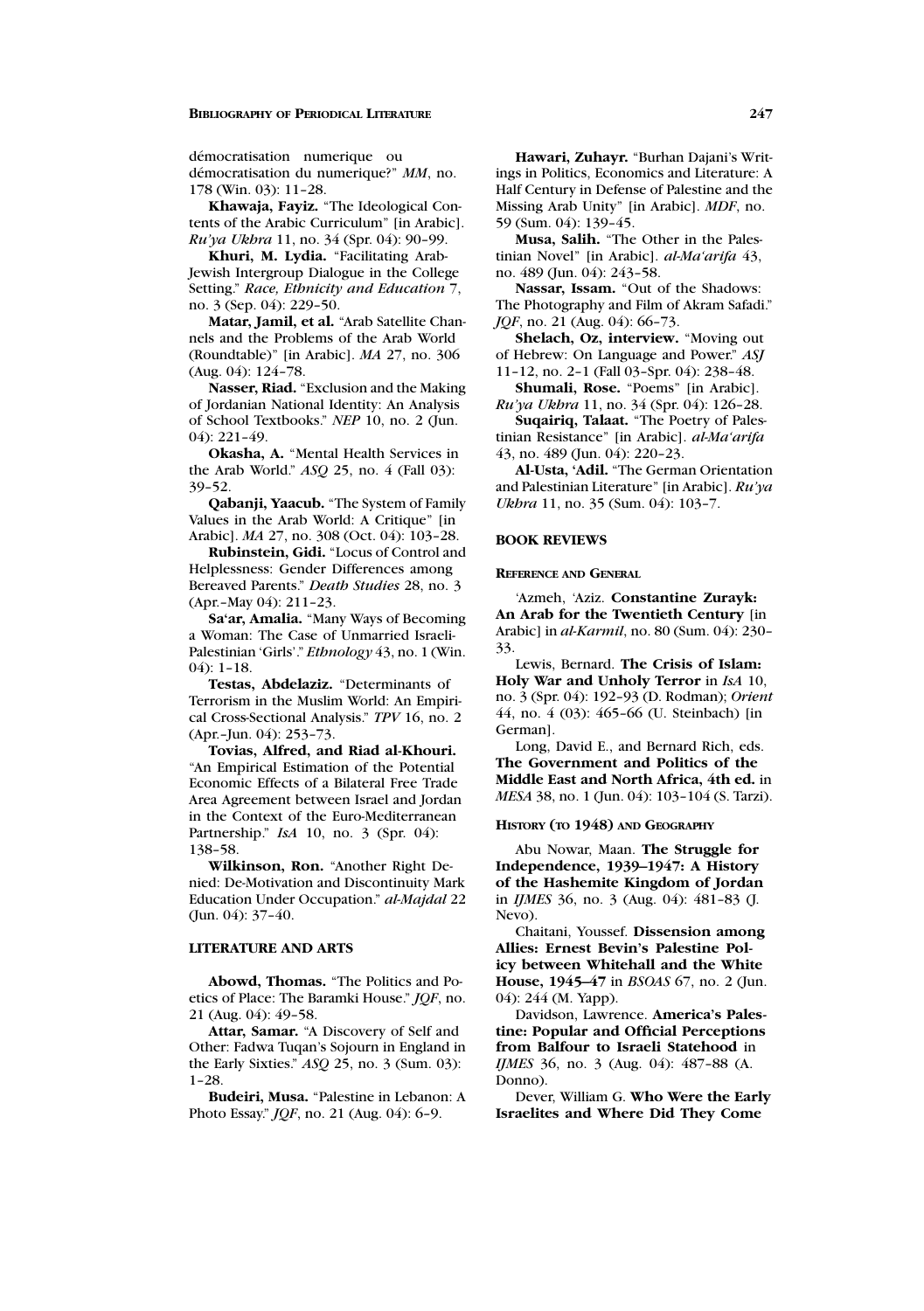démocratisation numerique ou démocratisation du numerique?" *MM*, no. 178 (Win. 03): 11–28.

**Khawaja, Fayiz.** "The Ideological Contents of the Arabic Curriculum" [in Arabic]. *Ru'ya Ukhra* 11, no. 34 (Spr. 04): 90–99.

**Khuri, M. Lydia.** "Facilitating Arab-Jewish Intergroup Dialogue in the College Setting." *Race, Ethnicity and Education* 7, no. 3 (Sep. 04): 229–50.

**Matar, Jamil, et al.** "Arab Satellite Channels and the Problems of the Arab World (Roundtable)" [in Arabic]. *MA* 27, no. 306 (Aug. 04): 124–78.

**Nasser, Riad.** "Exclusion and the Making of Jordanian National Identity: An Analysis of School Textbooks." *NEP* 10, no. 2 (Jun. 04): 221–49.

**Okasha, A.** "Mental Health Services in the Arab World." *ASQ* 25, no. 4 (Fall 03): 39–52.

**Qabanji, Yaacub.** "The System of Family Values in the Arab World: A Critique" [in Arabic]. *MA* 27, no. 308 (Oct. 04): 103–28.

**Rubinstein, Gidi.** "Locus of Control and Helplessness: Gender Differences among Bereaved Parents." *Death Studies* 28, no. 3 (Apr.–May 04): 211–23.

**Sa'ar, Amalia.** "Many Ways of Becoming a Woman: The Case of Unmarried Israeli-Palestinian 'Girls'." *Ethnology* 43, no. 1 (Win. 04): 1–18.

**Testas, Abdelaziz.** "Determinants of Terrorism in the Muslim World: An Empirical Cross-Sectional Analysis." *TPV* 16, no. 2 (Apr.–Jun. 04): 253–73.

**Tovias, Alfred, and Riad al-Khouri.** "An Empirical Estimation of the Potential Economic Effects of a Bilateral Free Trade Area Agreement between Israel and Jordan in the Context of the Euro-Mediterranean Partnership." *IsA* 10, no. 3 (Spr. 04): 138–58.

**Wilkinson, Ron.** "Another Right Denied: De-Motivation and Discontinuity Mark Education Under Occupation." *al-Majdal* 22 (Jun. 04): 37–40.

### LITERATURE AND ARTS

**Abowd, Thomas.** "The Politics and Poetics of Place: The Baramki House." *JQF*, no. 21 (Aug. 04): 49–58.

**Attar, Samar.** "A Discovery of Self and Other: Fadwa Tuqan's Sojourn in England in the Early Sixties." *ASQ* 25, no. 3 (Sum. 03): 1–28.

**Budeiri, Musa.** "Palestine in Lebanon: A Photo Essay." *JQF*, no. 21 (Aug. 04): 6–9.

**Hawari, Zuhayr.** "Burhan Dajani's Writings in Politics, Economics and Literature: A Half Century in Defense of Palestine and the Missing Arab Unity" [in Arabic]. *MDF*, no. 59 (Sum. 04): 139–45.

**Musa, Salih.** "The Other in the Palestinian Novel" [in Arabic]. *al-Ma'arifa* 43, no. 489 (Jun. 04): 243–58.

**Nassar, Issam.** "Out of the Shadows: The Photography and Film of Akram Safadi." *JQF*, no. 21 (Aug. 04): 66–73.

**Shelach, Oz, interview.** "Moving out of Hebrew: On Language and Power." *ASJ* 11–12, no. 2–1 (Fall 03–Spr. 04): 238–48.

**Shumali, Rose.** "Poems" [in Arabic]. *Ru'ya Ukhra* 11, no. 34 (Spr. 04): 126–28.

**Suqairiq, Talaat.** "The Poetry of Palestinian Resistance" [in Arabic]. *al-Ma'arifa* 43, no. 489 (Jun. 04): 220–23.

**Al-Usta, 'Adil.** "The German Orientation and Palestinian Literature" [in Arabic]. *Ru'ya Ukhra* 11, no. 35 (Sum. 04): 103–7.

## BOOK REVIEWS

### REFERENCE AND GENERAL

'Azmeh, 'Aziz. **Constantine Zurayk: An Arab for the Twentieth Century** [in Arabic] in *al-Karmil*, no. 80 (Sum. 04): 230–33.

Lewis, Bernard. **The Crisis of Islam: Holy War and Unholy Terror** in *IsA* 10, no. 3 (Spr. 04): 192–93 (D. Rodman); *Orient* 44, no. 4 (03): 465–66 (U. Steinbach) [in German].

Long, David E., and Bernard Rich, eds. **The Government and Politics of the Middle East and North Africa, 4th ed.** in *MESA* 38, no. 1 (Jun. 04): 103–104 (S. Tarzi).

### HISTORY (TO 1948) AND GEOGRAPHY

Abu Nowar, Maan. **The Struggle for Independence, 1939–1947: A History of the Hashemite Kingdom of Jordan** in *IJMES* 36, no. 3 (Aug. 04): 481–83 (J. Nevo).

Chaitani, Youssef. **Dissension among Allies: Ernest Bevin's Palestine Policy between Whitehall and the White House, 1945–47** in *BSOAS* 67, no. 2 (Jun. 04): 244 (M. Yapp).

Davidson, Lawrence. **America's Palestine: Popular and Official Perceptions from Balfour to Israeli Statehood** in *IJMES* 36, no. 3 (Aug. 04): 487–88 (A. Donno).

Dever, William G. **Who Were the Early Israelites and Where Did They Come**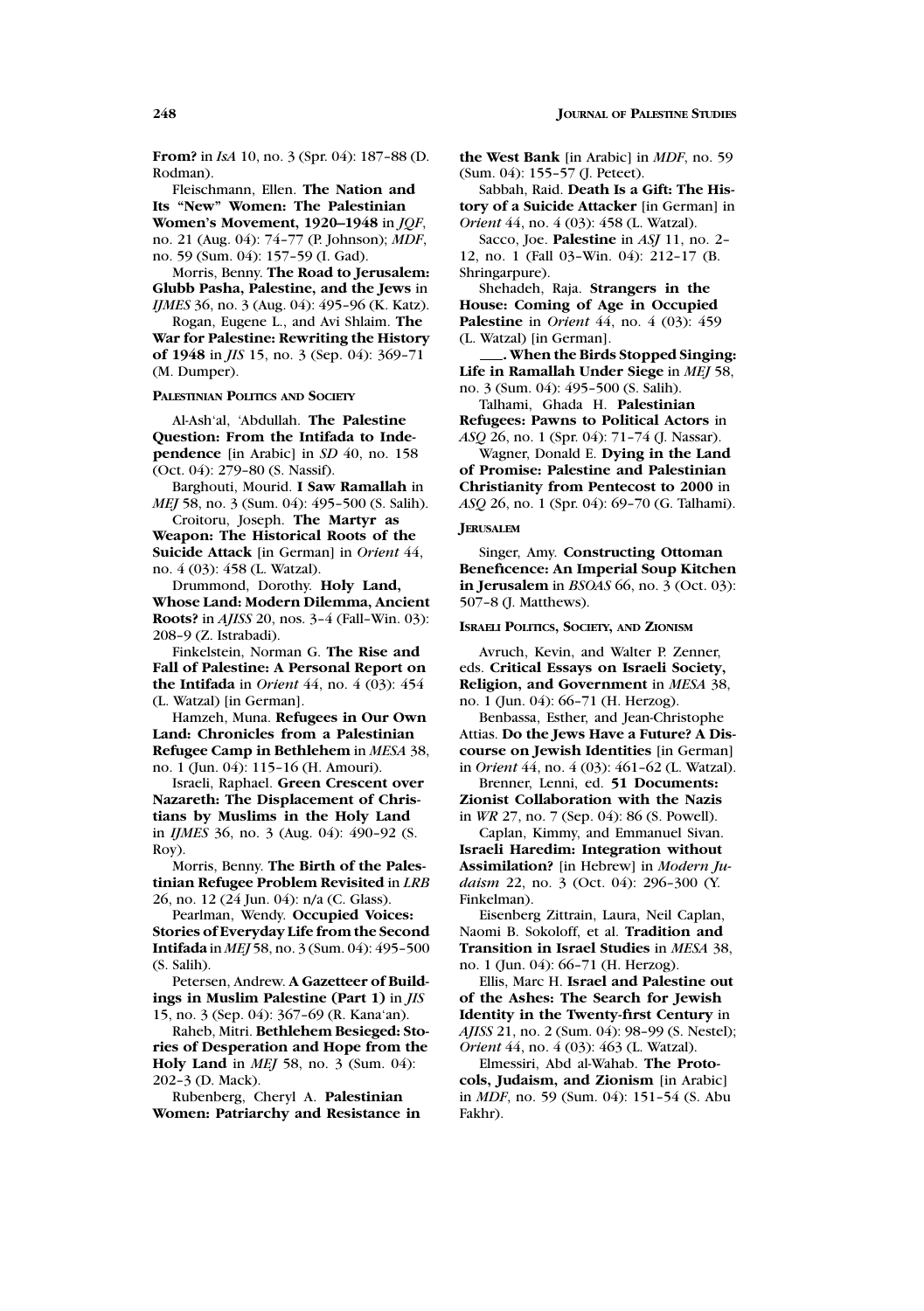**From?** in *IsA* 10, no. 3 (Spr. 04): 187–88 (D. Rodman).

Fleischmann, Ellen. **The Nation and Its "New" Women: The Palestinian Women's Movement, 1920–1948** in *JQF*, no. 21 (Aug. 04): 74–77 (P. Johnson); *MDF*, no. 59 (Sum. 04): 157–59 (I. Gad).

Morris, Benny. **The Road to Jerusalem: Glubb Pasha, Palestine, and the Jews** in *IJMES* 36, no. 3 (Aug. 04): 495–96 (K. Katz).

Rogan, Eugene L., and Avi Shlaim. **The War for Palestine: Rewriting the History of 1948** in *JIS* 15, no. 3 (Sep. 04): 369–71 (M. Dumper).

#### Palestinian Politics and Society

Al-Ash'al, 'Abdullah. **The Palestine Question: From the Intifada to Independence** [in Arabic] in *SD* 40, no. 158 (Oct. 04): 279–80 (S. Nassif).

Barghouti, Mourid. **I Saw Ramallah** in *MEJ* 58, no. 3 (Sum. 04): 495–500 (S. Salih).

Croitoru, Joseph. **The Martyr as Weapon: The Historical Roots of the Suicide Attack** [in German] in *Orient* 44, no. 4 (03): 458 (L. Watzal).

Drummond, Dorothy. **Holy Land, Whose Land: Modern Dilemma, Ancient Roots?** in *AJISS* 20, nos. 3–4 (Fall–Win. 03): 208–9 (Z. Istrabadi).

Finkelstein, Norman G. **The Rise and Fall of Palestine: A Personal Report on the Intifada** in *Orient* 44, no. 4 (03): 454 (L. Watzal) [in German].

Hamzeh, Muna. **Refugees in Our Own Land: Chronicles from a Palestinian Refugee Camp in Bethlehem** in *MESA* 38, no. 1 (Jun. 04): 115–16 (H. Amouri).

Israeli, Raphael. **Green Crescent over Nazareth: The Displacement of Christians by Muslims in the Holy Land** in *IJMES* 36, no. 3 (Aug. 04): 490–92 (S. Roy).

Morris, Benny. **The Birth of the Palestinian Refugee Problem Revisited** in *LRB* 26, no. 12 (24 Jun. 04): n/a (C. Glass).

Pearlman, Wendy. **Occupied Voices: Stories of Everyday Life from the Second Intifada** in *MEJ* 58, no. 3 (Sum. 04): 495–500 (S. Salih).

Petersen, Andrew. **A Gazetteer of Buildings in Muslim Palestine (Part 1)** in *JIS* 15, no. 3 (Sep. 04): 367–69 (R. Kana'an).

Raheb, Mitri. **Bethlehem Besieged: Stories of Desperation and Hope from the Holy Land** in *MEJ* 58, no. 3 (Sum. 04): 202–3 (D. Mack).

Rubenberg, Cheryl A. **Palestinian Women: Patriarchy and Resistance in the West Bank** [in Arabic] in *MDF*, no. 59 (Sum. 04): 155–57 (J. Peteet).

Sabbah, Raid. **Death Is a Gift: The History of a Suicide Attacker** [in German] in *Orient* 44, no. 4 (03): 458 (L. Watzal).

Sacco, Joe. **Palestine** in *ASJ* 11, no. 2–12, no. 1 (Fall 03–Win. 04): 212–17 (B. Shringarpure).

Shehadeh, Raja. **Strangers in the House: Coming of Age in Occupied Palestine** in *Orient* 44, no. 4 (03): 459 (L. Watzal) [in German].

___. **When the Birds Stopped Singing: Life in Ramallah Under Siege** in *MEJ* 58, no. 3 (Sum. 04): 495–500 (S. Salih).

Talhami, Ghada H. **Palestinian Refugees: Pawns to Political Actors** in *ASQ* 26, no. 1 (Spr. 04): 71–74 (J. Nassar).

Wagner, Donald E. **Dying in the Land of Promise: Palestine and Palestinian Christianity from Pentecost to 2000** in *ASQ* 26, no. 1 (Spr. 04): 69–70 (G. Talhami).

#### Jerusalem

Singer, Amy. **Constructing Ottoman Beneficence: An Imperial Soup Kitchen in Jerusalem** in *BSOAS* 66, no. 3 (Oct. 03): 507–8 (J. Matthews).

#### Israeli Politics, Society, and Zionism

Avruch, Kevin, and Walter P. Zenner, eds. **Critical Essays on Israeli Society, Religion, and Government** in *MESA* 38, no. 1 (Jun. 04): 66–71 (H. Herzog).

Benbassa, Esther, and Jean-Christophe Attias. **Do the Jews Have a Future? A Discourse on Jewish Identities** [in German] in *Orient* 44, no. 4 (03): 461–62 (L. Watzal).

Brenner, Lenni, ed. **51 Documents: Zionist Collaboration with the Nazis** in *WR* 27, no. 7 (Sep. 04): 86 (S. Powell).

Caplan, Kimmy, and Emmanuel Sivan. **Israeli Haredim: Integration without Assimilation?** [in Hebrew] in *Modern Judaism* 22, no. 3 (Oct. 04): 296–300 (Y. Finkelman).

Eisenberg Zittrain, Laura, Neil Caplan, Naomi B. Sokoloff, et al. **Tradition and Transition in Israel Studies** in *MESA* 38, no. 1 (Jun. 04): 66–71 (H. Herzog).

Ellis, Marc H. **Israel and Palestine out of the Ashes: The Search for Jewish Identity in the Twenty-first Century** in *AJISS* 21, no. 2 (Sum. 04): 98–99 (S. Nestel); *Orient* 44, no. 4 (03): 463 (L. Watzal).

Elmessiri, Abd al-Wahab. **The Protocols, Judaism, and Zionism** [in Arabic] in *MDF*, no. 59 (Sum. 04): 151–54 (S. Abu Fakhr).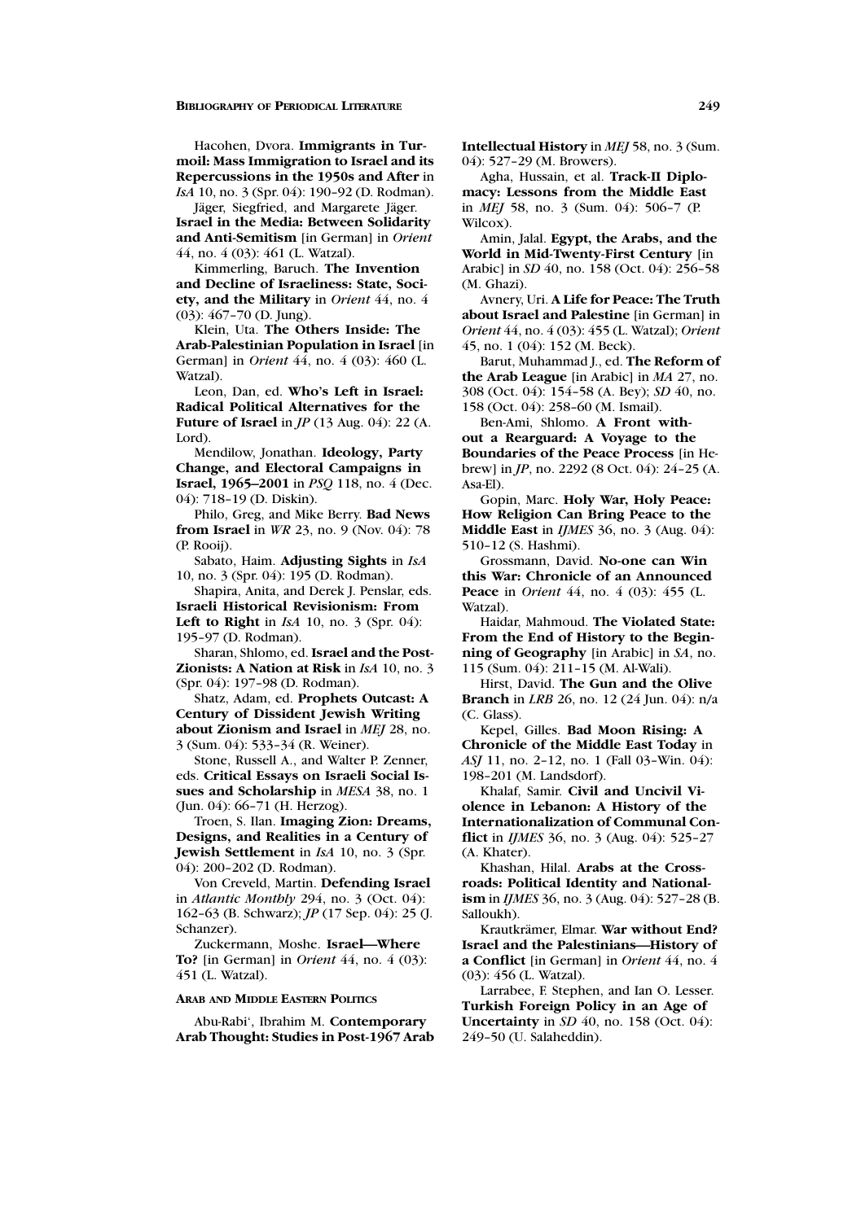Hacohen, Dvora. **Immigrants in Turmoil: Mass Immigration to Israel and its Repercussions in the 1950s and After** in *IsA* 10, no. 3 (Spr. 04): 190–92 (D. Rodman).

Jäger, Siegfried, and Margarete Jäger. **Israel in the Media: Between Solidarity and Anti-Semitism** [in German] in *Orient* 44, no. 4 (03): 461 (L. Watzal).

Kimmerling, Baruch. **The Invention and Decline of Israeliness: State, Society, and the Military** in *Orient* 44, no. 4 (03): 467–70 (D. Jung).

Klein, Uta. **The Others Inside: The Arab-Palestinian Population in Israel** [in German] in *Orient* 44, no. 4 (03): 460 (L. Watzal).

Leon, Dan, ed. **Who's Left in Israel: Radical Political Alternatives for the Future of Israel** in *JP* (13 Aug. 04): 22 (A. Lord).

Mendilow, Jonathan. **Ideology, Party Change, and Electoral Campaigns in Israel, 1965–2001** in *PSQ* 118, no. 4 (Dec. 04): 718–19 (D. Diskin).

Philo, Greg, and Mike Berry. **Bad News from Israel** in *WR* 23, no. 9 (Nov. 04): 78 (P. Rooij).

Sabato, Haim. **Adjusting Sights** in *IsA* 10, no. 3 (Spr. 04): 195 (D. Rodman).

Shapira, Anita, and Derek J. Penslar, eds. **Israeli Historical Revisionism: From Left to Right** in *IsA* 10, no. 3 (Spr. 04): 195–97 (D. Rodman).

Sharan, Shlomo, ed. **Israel and the Post-Zionists: A Nation at Risk** in *IsA* 10, no. 3 (Spr. 04): 197–98 (D. Rodman).

Shatz, Adam, ed. **Prophets Outcast: A Century of Dissident Jewish Writing about Zionism and Israel** in *MEJ* 28, no. 3 (Sum. 04): 533–34 (R. Weiner).

Stone, Russell A., and Walter P. Zenner, eds. **Critical Essays on Israeli Social Issues and Scholarship** in *MESA* 38, no. 1 (Jun. 04): 66–71 (H. Herzog).

Troen, S. Ilan. **Imaging Zion: Dreams, Designs, and Realities in a Century of Jewish Settlement** in *IsA* 10, no. 3 (Spr. 04): 200–202 (D. Rodman).

Von Creveld, Martin. **Defending Israel** in *Atlantic Monthly* 294, no. 3 (Oct. 04): 162–63 (B. Schwarz); *JP* (17 Sep. 04): 25 (J. Schanzer).

Zuckermann, Moshe. **Israel—Where To?** [in German] in *Orient* 44, no. 4 (03): 451 (L. Watzal).

## Arab and Middle Eastern Politics

Abu-Rabi', Ibrahim M. **Contemporary Arab Thought: Studies in Post-1967 Arab Intellectual History** in *MEJ* 58, no. 3 (Sum. 04): 527–29 (M. Browers).

Agha, Hussain, et al. **Track-II Diplomacy: Lessons from the Middle East** in *MEJ* 58, no. 3 (Sum. 04): 506–7 (P. Wilcox).

Amin, Jalal. **Egypt, the Arabs, and the World in Mid-Twenty-First Century** [in Arabic] in *SD* 40, no. 158 (Oct. 04): 256–58 (M. Ghazi).

Avnery, Uri. **A Life for Peace: The Truth about Israel and Palestine** [in German] in *Orient* 44, no. 4 (03): 455 (L. Watzal); *Orient* 45, no. 1 (04): 152 (M. Beck).

Barut, Muhammad J., ed. **The Reform of the Arab League** [in Arabic] in *MA* 27, no. 308 (Oct. 04): 154–58 (A. Bey); *SD* 40, no. 158 (Oct. 04): 258–60 (M. Ismail).

Ben-Ami, Shlomo. **A Front without a Rearguard: A Voyage to the Boundaries of the Peace Process** [in Hebrew] in *JP*, no. 2292 (8 Oct. 04): 24–25 (A. Asa-El).

Gopin, Marc. **Holy War, Holy Peace: How Religion Can Bring Peace to the Middle East** in *IJMES* 36, no. 3 (Aug. 04): 510–12 (S. Hashmi).

Grossmann, David. **No-one can Win this War: Chronicle of an Announced Peace** in *Orient* 44, no. 4 (03): 455 (L. Watzal).

Haidar, Mahmoud. **The Violated State: From the End of History to the Beginning of Geography** [in Arabic] in *SA*, no. 115 (Sum. 04): 211–15 (M. Al-Wali).

Hirst, David. **The Gun and the Olive Branch** in *LRB* 26, no. 12 (24 Jun. 04): n/a (C. Glass).

Kepel, Gilles. **Bad Moon Rising: A Chronicle of the Middle East Today** in *ASJ* 11, no. 2–12, no. 1 (Fall 03–Win. 04): 198–201 (M. Landsdorf).

Khalaf, Samir. **Civil and Uncivil Violence in Lebanon: A History of the Internationalization of Communal Conflict** in *IJMES* 36, no. 3 (Aug. 04): 525–27 (A. Khater).

Khashan, Hilal. **Arabs at the Crossroads: Political Identity and Nationalism** in *IJMES* 36, no. 3 (Aug. 04): 527–28 (B. Salloukh).

Krautkrämer, Elmar. **War without End? Israel and the Palestinians—History of a Conflict** [in German] in *Orient* 44, no. 4 (03): 456 (L. Watzal).

Larrabee, F. Stephen, and Ian O. Lesser. **Turkish Foreign Policy in an Age of Uncertainty** in *SD* 40, no. 158 (Oct. 04): 249–50 (U. Salaheddin).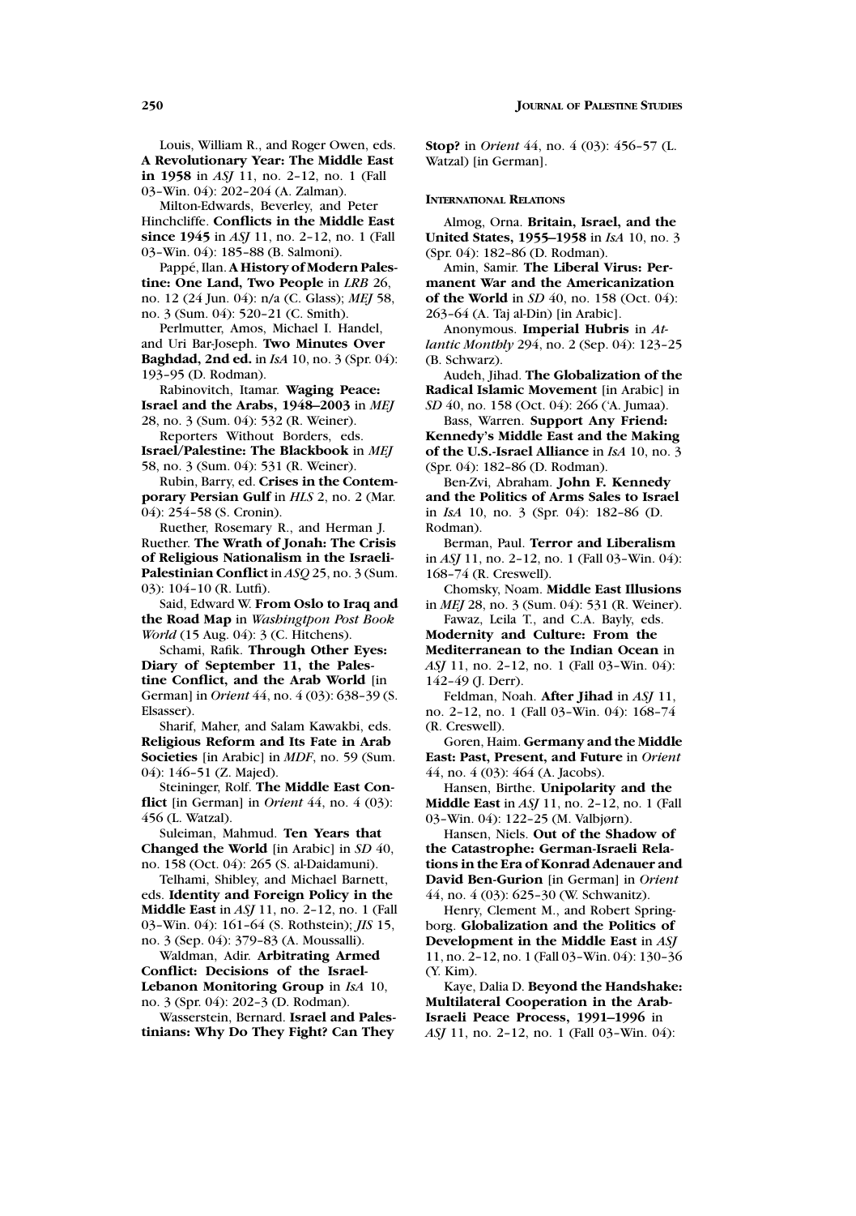Louis, William R., and Roger Owen, eds. **A Revolutionary Year: The Middle East in 1958** in *ASJ* 11, no. 2–12, no. 1 (Fall 03–Win. 04): 202–204 (A. Zalman).

Milton-Edwards, Beverley, and Peter Hinchcliffe. **Conflicts in the Middle East since 1945** in *ASJ* 11, no. 2–12, no. 1 (Fall 03–Win. 04): 185–88 (B. Salmoni).

Pappé, Ilan. **A History of Modern Palestine: One Land, Two People** in *LRB* 26, no. 12 (24 Jun. 04): n/a (C. Glass); *MEJ* 58, no. 3 (Sum. 04): 520–21 (C. Smith).

Perlmutter, Amos, Michael I. Handel, and Uri Bar-Joseph. **Two Minutes Over Baghdad, 2nd ed.** in *IsA* 10, no. 3 (Spr. 04): 193–95 (D. Rodman).

Rabinovitch, Itamar. **Waging Peace: Israel and the Arabs, 1948–2003** in *MEJ* 28, no. 3 (Sum. 04): 532 (R. Weiner).

Reporters Without Borders, eds. **Israel/Palestine: The Blackbook** in *MEJ* 58, no. 3 (Sum. 04): 531 (R. Weiner).

Rubin, Barry, ed. **Crises in the Contemporary Persian Gulf** in *HLS* 2, no. 2 (Mar. 04): 254–58 (S. Cronin).

Ruether, Rosemary R., and Herman J. Ruether. **The Wrath of Jonah: The Crisis of Religious Nationalism in the Israeli-Palestinian Conflict** in *ASQ* 25, no. 3 (Sum. 03): 104–10 (R. Lutfi).

Said, Edward W. **From Oslo to Iraq and the Road Map** in *Washingtpon Post Book World* (15 Aug. 04): 3 (C. Hitchens).

Schami, Rafik. **Through Other Eyes: Diary of September 11, the Palestine Conflict, and the Arab World** [in German] in *Orient* 44, no. 4 (03): 638–39 (S. Elsasser).

Sharif, Maher, and Salam Kawakbi, eds. **Religious Reform and Its Fate in Arab Societies** [in Arabic] in *MDF*, no. 59 (Sum. 04): 146–51 (Z. Majed).

Steininger, Rolf. **The Middle East Conflict** [in German] in *Orient* 44, no. 4 (03): 456 (L. Watzal).

Suleiman, Mahmud. **Ten Years that Changed the World** [in Arabic] in *SD* 40, no. 158 (Oct. 04): 265 (S. al-Daidamuni).

Telhami, Shibley, and Michael Barnett, eds. **Identity and Foreign Policy in the Middle East** in *ASJ* 11, no. 2–12, no. 1 (Fall 03–Win. 04): 161–64 (S. Rothstein); *JIS* 15, no. 3 (Sep. 04): 379–83 (A. Moussalli).

Waldman, Adir. **Arbitrating Armed Conflict: Decisions of the Israel-Lebanon Monitoring Group** in *IsA* 10, no. 3 (Spr. 04): 202–3 (D. Rodman).

Wasserstein, Bernard. **Israel and Palestinians: Why Do They Fight? Can They Stop?** in *Orient* 44, no. 4 (03): 456–57 (L. Watzal) [in German].

### International Relations

Almog, Orna. **Britain, Israel, and the United States, 1955–1958** in *IsA* 10, no. 3 (Spr. 04): 182–86 (D. Rodman).

Amin, Samir. **The Liberal Virus: Permanent War and the Americanization of the World** in *SD* 40, no. 158 (Oct. 04): 263–64 (A. Taj al-Din) [in Arabic].

Anonymous. **Imperial Hubris** in *Atlantic Monthly* 294, no. 2 (Sep. 04): 123–25 (B. Schwarz).

Audeh, Jihad. **The Globalization of the Radical Islamic Movement** [in Arabic] in *SD* 40, no. 158 (Oct. 04): 266 ('A. Jumaa).

Bass, Warren. **Support Any Friend: Kennedy's Middle East and the Making of the U.S.-Israel Alliance** in *IsA* 10, no. 3 (Spr. 04): 182–86 (D. Rodman).

Ben-Zvi, Abraham. **John F. Kennedy and the Politics of Arms Sales to Israel** in *IsA* 10, no. 3 (Spr. 04): 182–86 (D. Rodman).

Berman, Paul. **Terror and Liberalism** in *ASJ* 11, no. 2–12, no. 1 (Fall 03–Win. 04): 168–74 (R. Creswell).

Chomsky, Noam. **Middle East Illusions** in *MEJ* 28, no. 3 (Sum. 04): 531 (R. Weiner).

Fawaz, Leila T., and C.A. Bayly, eds. **Modernity and Culture: From the Mediterranean to the Indian Ocean** in *ASJ* 11, no. 2–12, no. 1 (Fall 03–Win. 04): 142–49 (J. Derr).

Feldman, Noah. **After Jihad** in *ASJ* 11, no. 2–12, no. 1 (Fall 03–Win. 04): 168–74 (R. Creswell).

Goren, Haim. **Germany and the Middle East: Past, Present, and Future** in *Orient* 44, no. 4 (03): 464 (A. Jacobs).

Hansen, Birthe. **Unipolarity and the Middle East** in *ASJ* 11, no. 2–12, no. 1 (Fall 03–Win. 04): 122–25 (M. Valbjørn).

Hansen, Niels. **Out of the Shadow of the Catastrophe: German-Israeli Relations in the Era of Konrad Adenauer and David Ben-Gurion** [in German] in *Orient* 44, no. 4 (03): 625–30 (W. Schwanitz).

Henry, Clement M., and Robert Springborg. **Globalization and the Politics of Development in the Middle East** in *ASJ* 11, no. 2–12, no. 1 (Fall 03–Win. 04): 130–36 (Y. Kim).

Kaye, Dalia D. **Beyond the Handshake: Multilateral Cooperation in the Arab-Israeli Peace Process, 1991–1996** in *ASJ* 11, no. 2–12, no. 1 (Fall 03–Win. 04):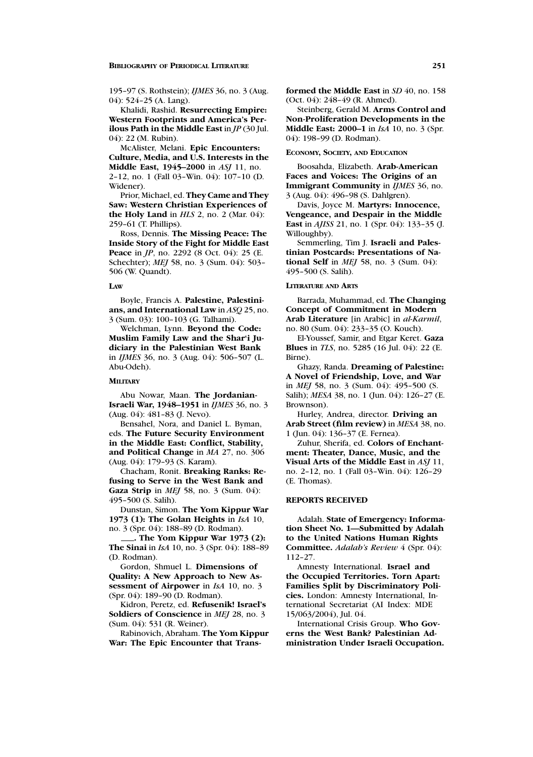195–97 (S. Rothstein); *IJMES* 36, no. 3 (Aug. 04): 524–25 (A. Lang).

Khalidi, Rashid. **Resurrecting Empire: Western Footprints and America's Perilous Path in the Middle East** in *JP* (30 Jul. 04): 22 (M. Rubin).

McAlister, Melani. **Epic Encounters: Culture, Media, and U.S. Interests in the Middle East, 1945–2000** in *ASJ* 11, no. 2–12, no. 1 (Fall 03–Win. 04): 107–10 (D. Widener).

Prior, Michael, ed. **They Came and They Saw: Western Christian Experiences of the Holy Land** in *HLS* 2, no. 2 (Mar. 04): 259–61 (T. Phillips).

Ross, Dennis. **The Missing Peace: The Inside Story of the Fight for Middle East Peace** in *JP*, no. 2292 (8 Oct. 04): 25 (E. Schechter); *MEJ* 58, no. 3 (Sum. 04): 503–506 (W. Quandt).

### Law

Boyle, Francis A. **Palestine, Palestinians, and International Law** in *ASQ* 25, no. 3 (Sum. 03): 100–103 (G. Talhami).

Welchman, Lynn. **Beyond the Code: Muslim Family Law and the Shar'i Judiciary in the Palestinian West Bank** in *IJMES* 36, no. 3 (Aug. 04): 506–507 (L. Abu-Odeh).

### Military

Abu Nowar, Maan. **The Jordanian-Israeli War, 1948–1951** in *IJMES* 36, no. 3 (Aug. 04): 481–83 (J. Nevo).

Bensahel, Nora, and Daniel L. Byman, eds. **The Future Security Environment in the Middle East: Conflict, Stability, and Political Change** in *MA* 27, no. 306 (Aug. 04): 179–93 (S. Karam).

Chacham, Ronit. **Breaking Ranks: Refusing to Serve in the West Bank and Gaza Strip** in *MEJ* 58, no. 3 (Sum. 04): 495–500 (S. Salih).

Dunstan, Simon. **The Yom Kippur War 1973 (1): The Golan Heights** in *IsA* 10, no. 3 (Spr. 04): 188–89 (D. Rodman).

———. **The Yom Kippur War 1973 (2): The Sinai** in *IsA* 10, no. 3 (Spr. 04): 188–89 (D. Rodman).

Gordon, Shmuel L. **Dimensions of Quality: A New Approach to New Assessment of Airpower** in *IsA* 10, no. 3 (Spr. 04): 189–90 (D. Rodman).

Kidron, Peretz, ed. **Refusenik! Israel's Soldiers of Conscience** in *MEJ* 28, no. 3 (Sum. 04): 531 (R. Weiner).

Rabinovich, Abraham. **The Yom Kippur War: The Epic Encounter that Transformed the Middle East** in *SD* 40, no. 158 (Oct. 04): 248–49 (R. Ahmed).

Steinberg, Gerald M. **Arms Control and Non-Proliferation Developments in the Middle East: 2000–1** in *IsA* 10, no. 3 (Spr. 04): 198–99 (D. Rodman).

### Economy, Society, and Education

Boosahda, Elizabeth. **Arab-American Faces and Voices: The Origins of an Immigrant Community** in *IJMES* 36, no. 3 (Aug. 04): 496–98 (S. Dahlgren).

Davis, Joyce M. **Martyrs: Innocence, Vengeance, and Despair in the Middle East** in *AJISS* 21, no. 1 (Spr. 04): 133–35 (J. Willoughby).

Semmerling, Tim J. **Israeli and Palestinian Postcards: Presentations of National Self** in *MEJ* 58, no. 3 (Sum. 04): 495–500 (S. Salih).

### Literature and Arts

Barrada, Muhammad, ed. **The Changing Concept of Commitment in Modern Arab Literature** [in Arabic] in *al-Karmil*, no. 80 (Sum. 04): 233–35 (O. Kouch).

El-Youssef, Samir, and Etgar Keret. **Gaza Blues** in *TLS*, no. 5285 (16 Jul. 04): 22 (E. Birne).

Ghazy, Randa. **Dreaming of Palestine: A Novel of Friendship, Love, and War** in *MEJ* 58, no. 3 (Sum. 04): 495–500 (S. Salih); *MESA* 38, no. 1 (Jun. 04): 126–27 (E. Brownson).

Hurley, Andrea, director. **Driving an Arab Street (film review)** in *MESA* 38, no. 1 (Jun. 04): 136–37 (E. Fernea).

Zuhur, Sherifa, ed. **Colors of Enchantment: Theater, Dance, Music, and the Visual Arts of the Middle East** in *ASJ* 11, no. 2–12, no. 1 (Fall 03–Win. 04): 126–29 (E. Thomas).

## REPORTS RECEIVED

Adalah. **State of Emergency: Information Sheet No. 1—Submitted by Adalah to the United Nations Human Rights Committee.** *Adalah's Review* 4 (Spr. 04): 112–27.

Amnesty International. **Israel and the Occupied Territories. Torn Apart: Families Split by Discriminatory Policies.** London: Amnesty International, International Secretariat (AI Index: MDE 15/063/2004), Jul. 04.

International Crisis Group. **Who Governs the West Bank? Palestinian Administration Under Israeli Occupation.**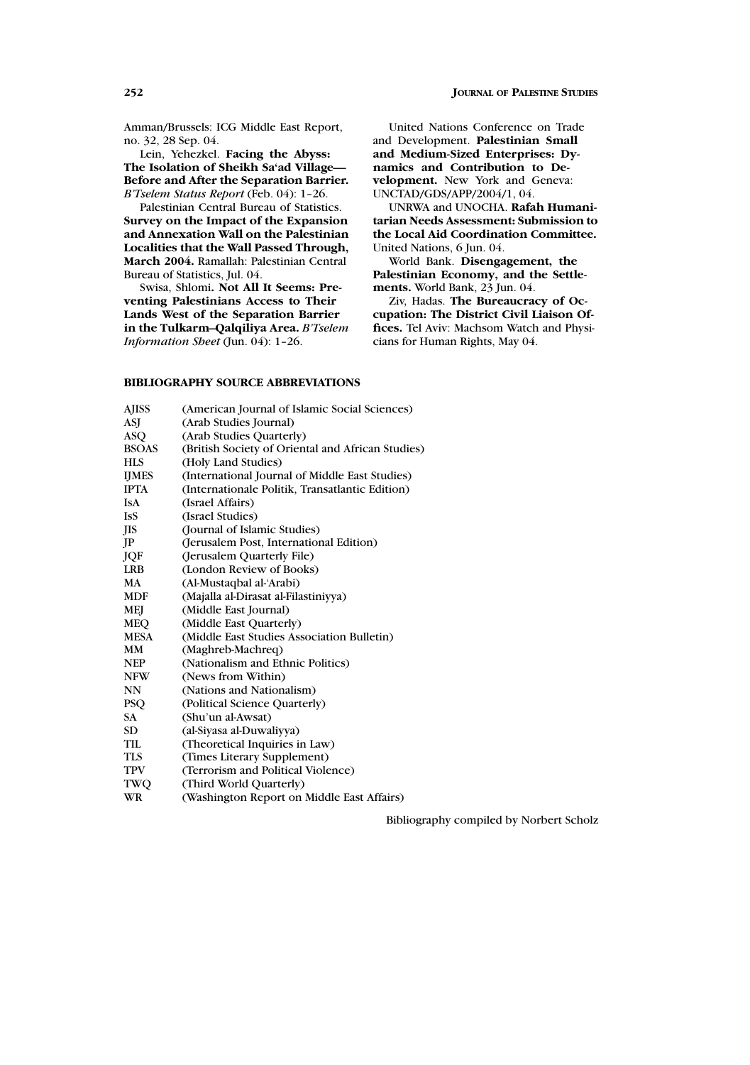Amman/Brussels: ICG Middle East Report, no. 32, 28 Sep. 04.

Lein, Yehezkel. **Facing the Abyss: The Isolation of Sheikh Sa'ad Village—Before and After the Separation Barrier.** *B'Tselem Status Report* (Feb. 04): 1–26.

Palestinian Central Bureau of Statistics. **Survey on the Impact of the Expansion and Annexation Wall on the Palestinian Localities that the Wall Passed Through, March 2004.** Ramallah: Palestinian Central Bureau of Statistics, Jul. 04.

Swisa, Shlomi**. Not All It Seems: Preventing Palestinians Access to Their Lands West of the Separation Barrier in the Tulkarm–Qalqiliya Area.** *B'Tselem Information Sheet* (Jun. 04): 1–26.

United Nations Conference on Trade and Development. **Palestinian Small and Medium-Sized Enterprises: Dynamics and Contribution to Development.** New York and Geneva: UNCTAD/GDS/APP/2004/1, 04.

UNRWA and UNOCHA. **Rafah Humanitarian Needs Assessment: Submission to the Local Aid Coordination Committee.** United Nations, 6 Jun. 04.

World Bank. **Disengagement, the Palestinian Economy, and the Settlements.** World Bank, 23 Jun. 04.

Ziv, Hadas. **The Bureaucracy of Occupation: The District Civil Liaison Offices.** Tel Aviv: Machsom Watch and Physicians for Human Rights, May 04.

## BIBLIOGRAPHY SOURCE ABBREVIATIONS

| | |
|---|---|
| AJISS | (American Journal of Islamic Social Sciences) |
| ASJ | (Arab Studies Journal) |
| ASQ | (Arab Studies Quarterly) |
| BSOAS | (British Society of Oriental and African Studies) |
| HLS | (Holy Land Studies) |
| IJMES | (International Journal of Middle East Studies) |
| IPTA | (Internationale Politik, Transatlantic Edition) |
| IsA | (Israel Affairs) |
| IsS | (Israel Studies) |
| JIS | (Journal of Islamic Studies) |
| JP | (Jerusalem Post, International Edition) |
| JQF | (Jerusalem Quarterly File) |
| LRB | (London Review of Books) |
| MA | (Al-Mustaqbal al-'Arabi) |
| MDF | (Majalla al-Dirasat al-Filastiniyya) |
| MEJ | (Middle East Journal) |
| MEQ | (Middle East Quarterly) |
| MESA | (Middle East Studies Association Bulletin) |
| MM | (Maghreb-Machreq) |
| NEP | (Nationalism and Ethnic Politics) |
| NFW | (News from Within) |
| NN | (Nations and Nationalism) |
| PSQ | (Political Science Quarterly) |
| SA | (Shu'un al-Awsat) |
| SD | (al-Siyasa al-Duwaliyya) |
| TIL | (Theoretical Inquiries in Law) |
| TLS | (Times Literary Supplement) |
| TPV | (Terrorism and Political Violence) |
| TWQ | (Third World Quarterly) |
| WR | (Washington Report on Middle East Affairs) |

Bibliography compiled by Norbert Scholz